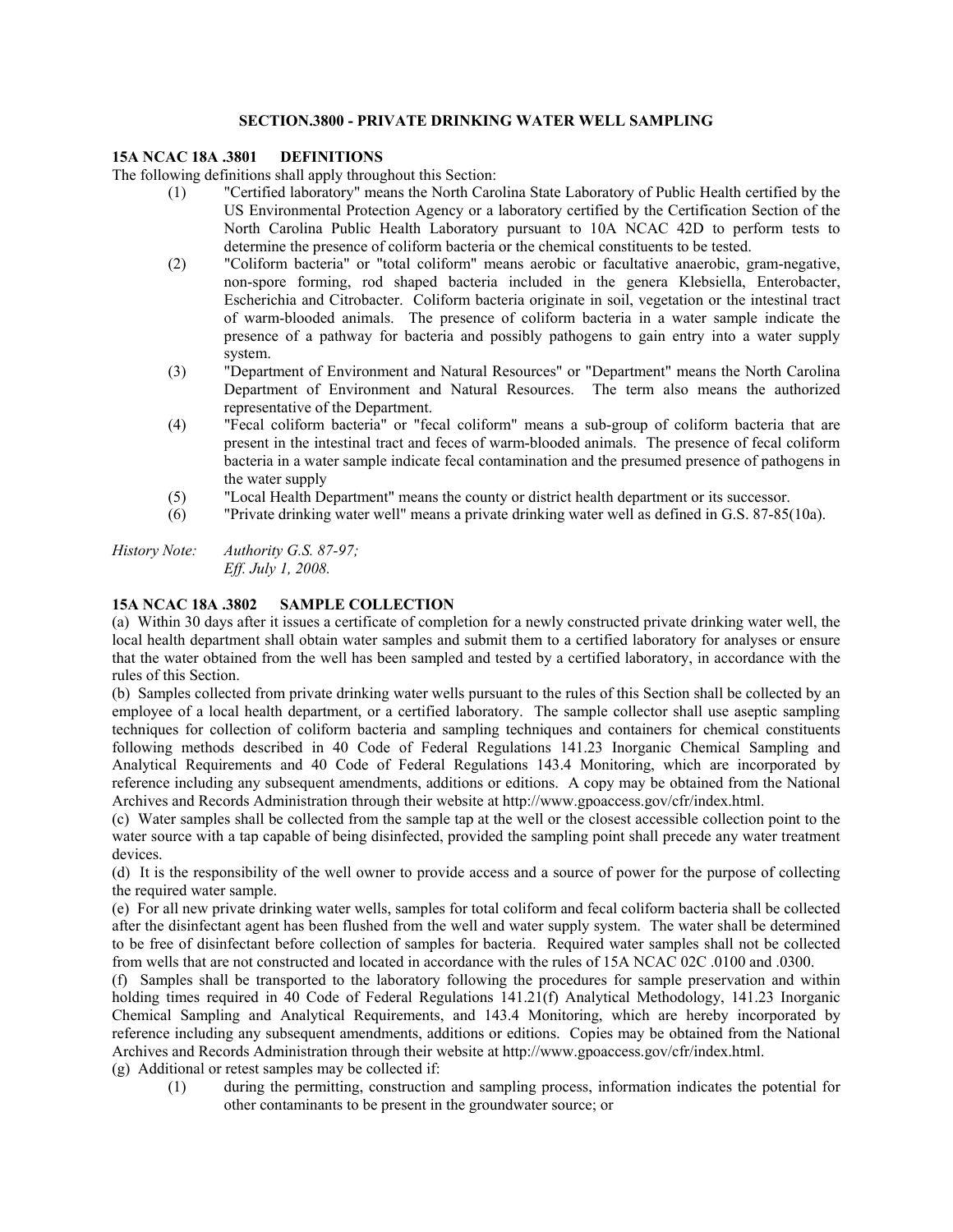## SECTION.3800 - PRIVATE DRINKING WATER WELL SAMPLING

### 15A NCAC 18A .3801 DEFINITIONS

The following definitions shall apply throughout this Section:

(1) "Certified laboratory" means the North Carolina State Laboratory of Public Health certified by the US Environmental Protection Agency or a laboratory certified by the Certification Section of the North Carolina Public Health Laboratory pursuant to 10A NCAC 42D to perform tests to determine the presence of coliform bacteria or the chemical constituents to be tested.

(2) "Coliform bacteria" or "total coliform" means aerobic or facultative anaerobic, gram-negative, non-spore forming, rod shaped bacteria included in the genera Klebsiella, Enterobacter, Escherichia and Citrobacter. Coliform bacteria originate in soil, vegetation or the intestinal tract of warm-blooded animals. The presence of coliform bacteria in a water sample indicate the presence of a pathway for bacteria and possibly pathogens to gain entry into a water supply system.

(3) "Department of Environment and Natural Resources" or "Department" means the North Carolina Department of Environment and Natural Resources. The term also means the authorized representative of the Department.

(4) "Fecal coliform bacteria" or "fecal coliform" means a sub-group of coliform bacteria that are present in the intestinal tract and feces of warm-blooded animals. The presence of fecal coliform bacteria in a water sample indicate fecal contamination and the presumed presence of pathogens in the water supply

(5) "Local Health Department" means the county or district health department or its successor.

(6) "Private drinking water well" means a private drinking water well as defined in G.S. 87-85(10a).

*History Note: Authority G.S. 87-97;*
*Eff. July 1, 2008.*

### 15A NCAC 18A .3802 SAMPLE COLLECTION

(a) Within 30 days after it issues a certificate of completion for a newly constructed private drinking water well, the local health department shall obtain water samples and submit them to a certified laboratory for analyses or ensure that the water obtained from the well has been sampled and tested by a certified laboratory, in accordance with the rules of this Section.

(b) Samples collected from private drinking water wells pursuant to the rules of this Section shall be collected by an employee of a local health department, or a certified laboratory. The sample collector shall use aseptic sampling techniques for collection of coliform bacteria and sampling techniques and containers for chemical constituents following methods described in 40 Code of Federal Regulations 141.23 Inorganic Chemical Sampling and Analytical Requirements and 40 Code of Federal Regulations 143.4 Monitoring, which are incorporated by reference including any subsequent amendments, additions or editions. A copy may be obtained from the National Archives and Records Administration through their website at http://www.gpoaccess.gov/cfr/index.html.

(c) Water samples shall be collected from the sample tap at the well or the closest accessible collection point to the water source with a tap capable of being disinfected, provided the sampling point shall precede any water treatment devices.

(d) It is the responsibility of the well owner to provide access and a source of power for the purpose of collecting the required water sample.

(e) For all new private drinking water wells, samples for total coliform and fecal coliform bacteria shall be collected after the disinfectant agent has been flushed from the well and water supply system. The water shall be determined to be free of disinfectant before collection of samples for bacteria. Required water samples shall not be collected from wells that are not constructed and located in accordance with the rules of 15A NCAC 02C .0100 and .0300.

(f) Samples shall be transported to the laboratory following the procedures for sample preservation and within holding times required in 40 Code of Federal Regulations 141.21(f) Analytical Methodology, 141.23 Inorganic Chemical Sampling and Analytical Requirements, and 143.4 Monitoring, which are hereby incorporated by reference including any subsequent amendments, additions or editions. Copies may be obtained from the National Archives and Records Administration through their website at http://www.gpoaccess.gov/cfr/index.html.

(g) Additional or retest samples may be collected if:

(1) during the permitting, construction and sampling process, information indicates the potential for other contaminants to be present in the groundwater source; or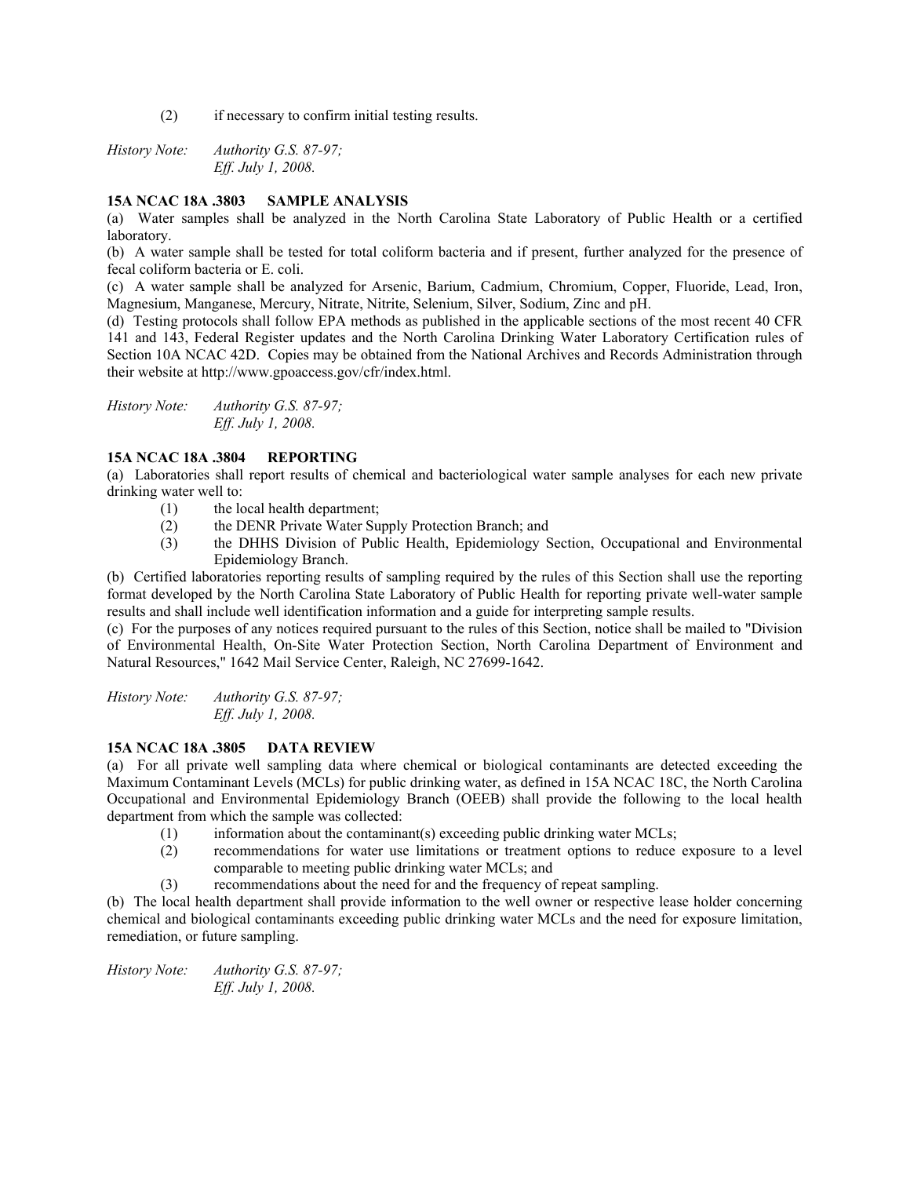(2) if necessary to confirm initial testing results.

*History Note: Authority G.S. 87-97;*
*Eff. July 1, 2008.*

**15A NCAC 18A .3803 SAMPLE ANALYSIS**

(a) Water samples shall be analyzed in the North Carolina State Laboratory of Public Health or a certified laboratory.

(b) A water sample shall be tested for total coliform bacteria and if present, further analyzed for the presence of fecal coliform bacteria or E. coli.

(c) A water sample shall be analyzed for Arsenic, Barium, Cadmium, Chromium, Copper, Fluoride, Lead, Iron, Magnesium, Manganese, Mercury, Nitrate, Nitrite, Selenium, Silver, Sodium, Zinc and pH.

(d) Testing protocols shall follow EPA methods as published in the applicable sections of the most recent 40 CFR 141 and 143, Federal Register updates and the North Carolina Drinking Water Laboratory Certification rules of Section 10A NCAC 42D. Copies may be obtained from the National Archives and Records Administration through their website at http://www.gpoaccess.gov/cfr/index.html.

*History Note: Authority G.S. 87-97;*
*Eff. July 1, 2008.*

**15A NCAC 18A .3804 REPORTING**

(a) Laboratories shall report results of chemical and bacteriological water sample analyses for each new private drinking water well to:

(1) the local health department;
(2) the DENR Private Water Supply Protection Branch; and
(3) the DHHS Division of Public Health, Epidemiology Section, Occupational and Environmental Epidemiology Branch.

(b) Certified laboratories reporting results of sampling required by the rules of this Section shall use the reporting format developed by the North Carolina State Laboratory of Public Health for reporting private well-water sample results and shall include well identification information and a guide for interpreting sample results.

(c) For the purposes of any notices required pursuant to the rules of this Section, notice shall be mailed to "Division of Environmental Health, On-Site Water Protection Section, North Carolina Department of Environment and Natural Resources," 1642 Mail Service Center, Raleigh, NC 27699-1642.

*History Note: Authority G.S. 87-97;*
*Eff. July 1, 2008.*

**15A NCAC 18A .3805 DATA REVIEW**

(a) For all private well sampling data where chemical or biological contaminants are detected exceeding the Maximum Contaminant Levels (MCLs) for public drinking water, as defined in 15A NCAC 18C, the North Carolina Occupational and Environmental Epidemiology Branch (OEEB) shall provide the following to the local health department from which the sample was collected:

(1) information about the contaminant(s) exceeding public drinking water MCLs;
(2) recommendations for water use limitations or treatment options to reduce exposure to a level comparable to meeting public drinking water MCLs; and
(3) recommendations about the need for and the frequency of repeat sampling.

(b) The local health department shall provide information to the well owner or respective lease holder concerning chemical and biological contaminants exceeding public drinking water MCLs and the need for exposure limitation, remediation, or future sampling.

*History Note: Authority G.S. 87-97;*
*Eff. July 1, 2008.*